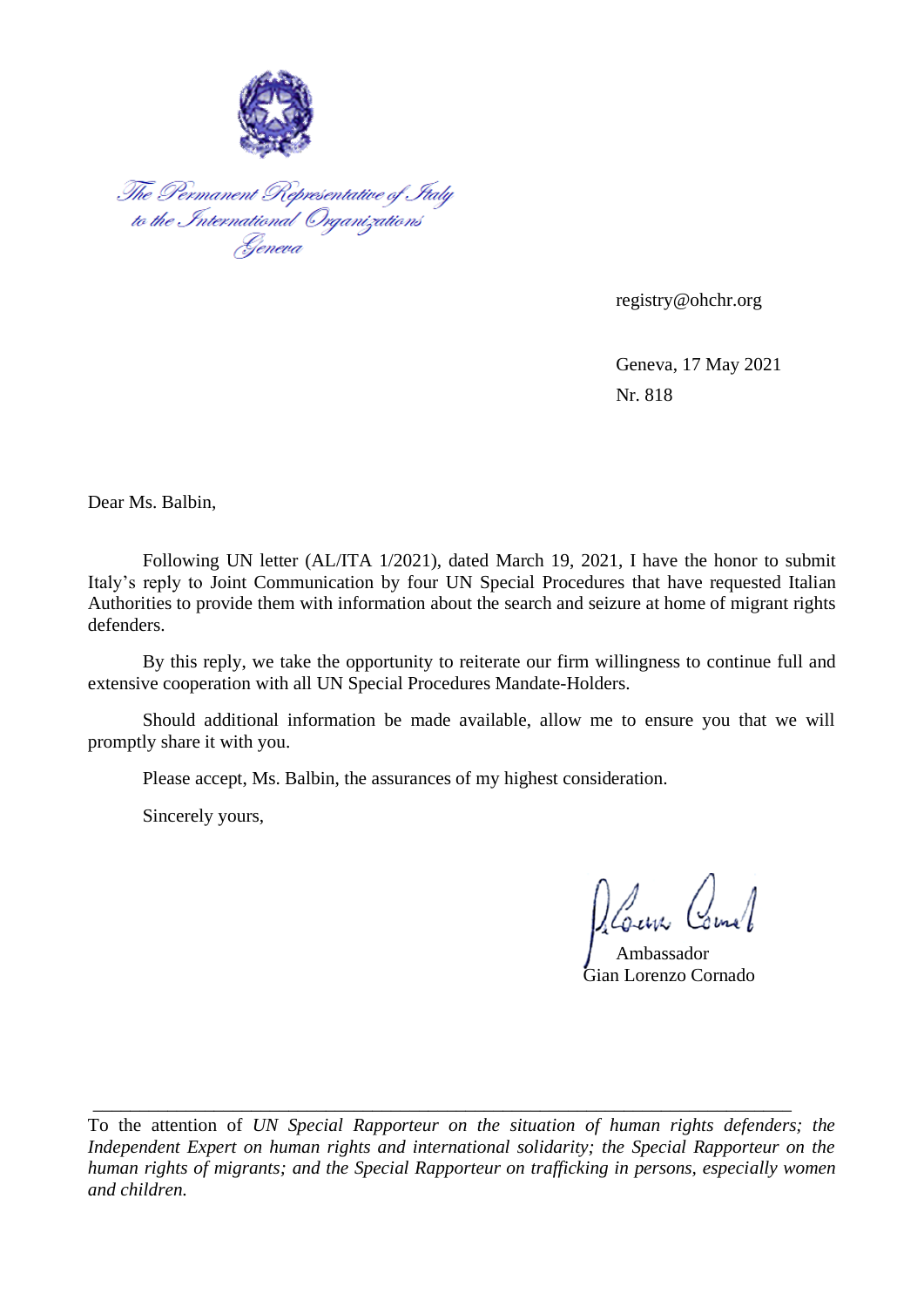*The Permanent Representative of Italy*
*to the International Organizations*
*Geneva*

registry@ohchr.org

Geneva, 17 May 2021

Nr. 818

Dear Ms. Balbin,

Following UN letter (AL/ITA 1/2021), dated March 19, 2021, I have the honor to submit Italy's reply to Joint Communication by four UN Special Procedures that have requested Italian Authorities to provide them with information about the search and seizure at home of migrant rights defenders.

By this reply, we take the opportunity to reiterate our firm willingness to continue full and extensive cooperation with all UN Special Procedures Mandate-Holders.

Should additional information be made available, allow me to ensure you that we will promptly share it with you.

Please accept, Ms. Balbin, the assurances of my highest consideration.

Sincerely yours,

Ambassador
Gian Lorenzo Cornado

---

To the attention of *UN Special Rapporteur on the situation of human rights defenders; the Independent Expert on human rights and international solidarity; the Special Rapporteur on the human rights of migrants; and the Special Rapporteur on trafficking in persons, especially women and children.*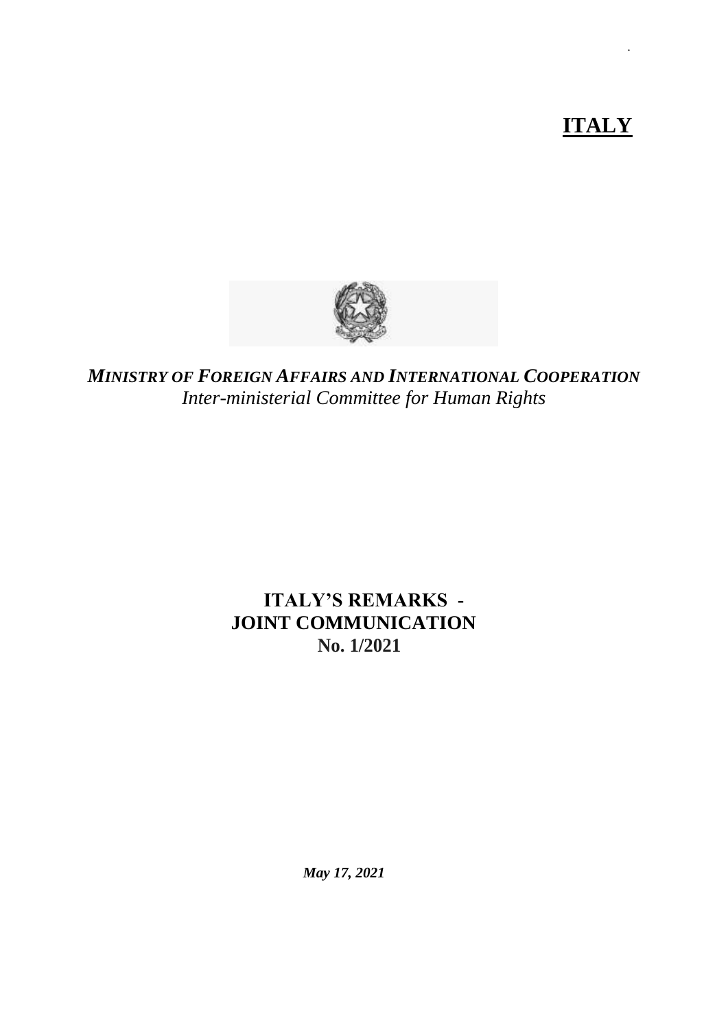# ITALY

*MINISTRY OF FOREIGN AFFAIRS AND INTERNATIONAL COOPERATION*
*Inter-ministerial Committee for Human Rights*

## ITALY'S REMARKS - JOINT COMMUNICATION No. 1/2021

***May 17, 2021***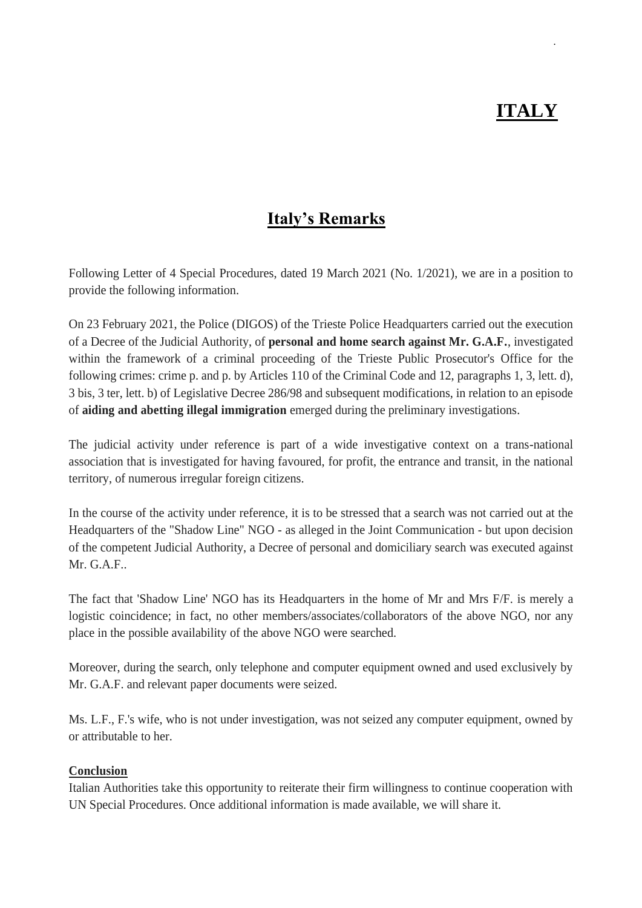# ITALY

## Italy's Remarks

Following Letter of 4 Special Procedures, dated 19 March 2021 (No. 1/2021), we are in a position to provide the following information.

On 23 February 2021, the Police (DIGOS) of the Trieste Police Headquarters carried out the execution of a Decree of the Judicial Authority, of **personal and home search against Mr. G.A.F.**, investigated within the framework of a criminal proceeding of the Trieste Public Prosecutor's Office for the following crimes: crime p. and p. by Articles 110 of the Criminal Code and 12, paragraphs 1, 3, lett. d), 3 bis, 3 ter, lett. b) of Legislative Decree 286/98 and subsequent modifications, in relation to an episode of **aiding and abetting illegal immigration** emerged during the preliminary investigations.

The judicial activity under reference is part of a wide investigative context on a trans-national association that is investigated for having favoured, for profit, the entrance and transit, in the national territory, of numerous irregular foreign citizens.

In the course of the activity under reference, it is to be stressed that a search was not carried out at the Headquarters of the "Shadow Line" NGO - as alleged in the Joint Communication - but upon decision of the competent Judicial Authority, a Decree of personal and domiciliary search was executed against Mr. G.A.F..

The fact that 'Shadow Line' NGO has its Headquarters in the home of Mr and Mrs F/F. is merely a logistic coincidence; in fact, no other members/associates/collaborators of the above NGO, nor any place in the possible availability of the above NGO were searched.

Moreover, during the search, only telephone and computer equipment owned and used exclusively by Mr. G.A.F. and relevant paper documents were seized.

Ms. L.F., F.'s wife, who is not under investigation, was not seized any computer equipment, owned by or attributable to her.

**Conclusion**

Italian Authorities take this opportunity to reiterate their firm willingness to continue cooperation with UN Special Procedures. Once additional information is made available, we will share it.